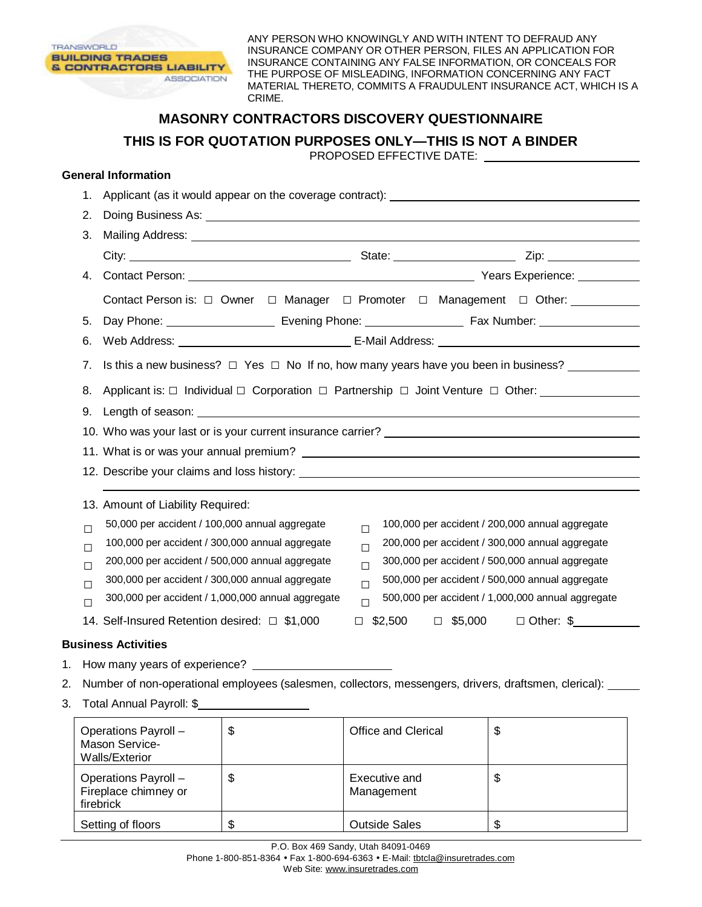TRANSWORLD BUILDING TRADES & CONTRACTORS LIABILITY ASSOCIATION

ANY PERSON WHO KNOWINGLY AND WITH INTENT TO DEFRAUD ANY INSURANCE COMPANY OR OTHER PERSON, FILES AN APPLICATION FOR INSURANCE CONTAINING ANY FALSE INFORMATION, OR CONCEALS FOR THE PURPOSE OF MISLEADING, INFORMATION CONCERNING ANY FACT MATERIAL THERETO, COMMITS A FRAUDULENT INSURANCE ACT, WHICH IS A CRIME.

# MASONRY CONTRACTORS DISCOVERY QUESTIONNAIRE

## THIS IS FOR QUOTATION PURPOSES ONLY—THIS IS NOT A BINDER

PROPOSED EFFECTIVE DATE: ____________________

### General Information

1. Applicant (as it would appear on the coverage contract): ____________________
2. Doing Business As: ____________________
3. Mailing Address: ____________________
   City: ____________________ State: ____________________ Zip: ____________________
4. Contact Person: ____________________ Years Experience: __________
   Contact Person is: ☐ Owner ☐ Manager ☐ Promoter ☐ Management ☐ Other: __________
5. Day Phone: ____________________ Evening Phone: ____________________ Fax Number: ____________________
6. Web Address: ____________________ E-Mail Address: ____________________
7. Is this a new business? ☐ Yes ☐ No If no, how many years have you been in business? __________
8. Applicant is: ☐ Individual ☐ Corporation ☐ Partnership ☐ Joint Venture ☐ Other: __________
9. Length of season: ____________________
10. Who was your last or is your current insurance carrier? ____________________
11. What is or was your annual premium? ____________________
12. Describe your claims and loss history: ____________________
13. Amount of Liability Required:
    - ☐ 50,000 per accident / 100,000 annual aggregate
    - ☐ 100,000 per accident / 300,000 annual aggregate
    - ☐ 200,000 per accident / 500,000 annual aggregate
    - ☐ 300,000 per accident / 300,000 annual aggregate
    - ☐ 300,000 per accident / 1,000,000 annual aggregate
    - ☐ 100,000 per accident / 200,000 annual aggregate
    - ☐ 200,000 per accident / 300,000 annual aggregate
    - ☐ 300,000 per accident / 500,000 annual aggregate
    - ☐ 500,000 per accident / 500,000 annual aggregate
    - ☐ 500,000 per accident / 1,000,000 annual aggregate
14. Self-Insured Retention desired: ☐ $1,000 ☐ $2,500 ☐ $5,000 ☐ Other: $__________

### Business Activities

1. How many years of experience? ____________________
2. Number of non-operational employees (salesmen, collectors, messengers, drivers, draftsmen, clerical): _____
3. Total Annual Payroll: $____________________

| | | | |
|---|---|---|---|
| Operations Payroll – Mason Service-Walls/Exterior | $ | Office and Clerical | $ |
| Operations Payroll – Fireplace chimney or firebrick | $ | Executive and Management | $ |
| Setting of floors | $ | Outside Sales | $ |

P.O. Box 469 Sandy, Utah 84091-0469
Phone 1-800-851-8364 • Fax 1-800-694-6363 • E-Mail: tbtcla@insuretrades.com
Web Site: www.insuretrades.com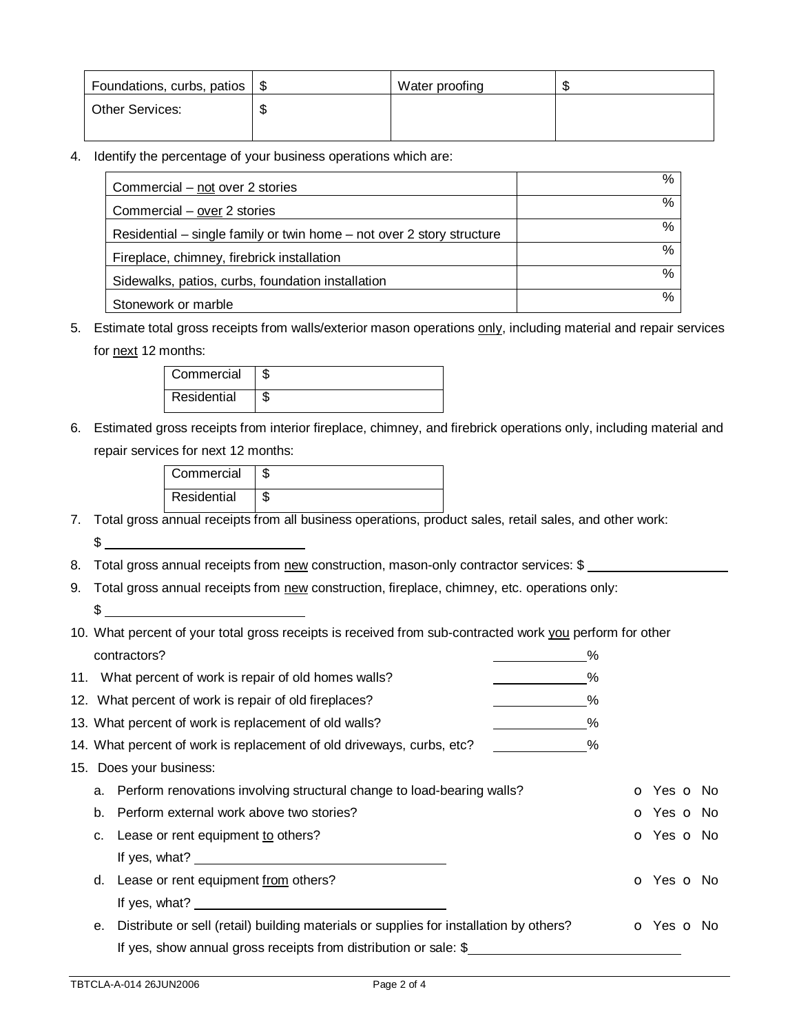| Foundations, curbs, patios | $ | Water proofing | $ |
|---|---|---|---|
| Other Services: | $ | | |

4. Identify the percentage of your business operations which are:

| | |
|---|---|
| Commercial – not over 2 stories | % |
| Commercial – over 2 stories | % |
| Residential – single family or twin home – not over 2 story structure | % |
| Fireplace, chimney, firebrick installation | % |
| Sidewalks, patios, curbs, foundation installation | % |
| Stonework or marble | % |

5. Estimate total gross receipts from walls/exterior mason operations only, including material and repair services for next 12 months:

| | |
|---|---|
| Commercial | $ |
| Residential | $ |

6. Estimated gross receipts from interior fireplace, chimney, and firebrick operations only, including material and repair services for next 12 months:

| | |
|---|---|
| Commercial | $ |
| Residential | $ |

7. Total gross annual receipts from all business operations, product sales, retail sales, and other work:
   $ ____________________
8. Total gross annual receipts from new construction, mason-only contractor services: $ ____________________
9. Total gross annual receipts from new construction, fireplace, chimney, etc. operations only:
   $ ____________________
10. What percent of your total gross receipts is received from sub-contracted work you perform for other contractors? __________%
11. What percent of work is repair of old homes walls? __________%
12. What percent of work is repair of old fireplaces? __________%
13. What percent of work is replacement of old walls? __________%
14. What percent of work is replacement of old driveways, curbs, etc? __________%
15. Does your business:
    a. Perform renovations involving structural change to load-bearing walls? o Yes o No
    b. Perform external work above two stories? o Yes o No
    c. Lease or rent equipment to others? o Yes o No
       If yes, what? ____________________
    d. Lease or rent equipment from others? o Yes o No
       If yes, what? ____________________
    e. Distribute or sell (retail) building materials or supplies for installation by others? o Yes o No
       If yes, show annual gross receipts from distribution or sale: $____________________

TBTCLA-A-014 26JUN2006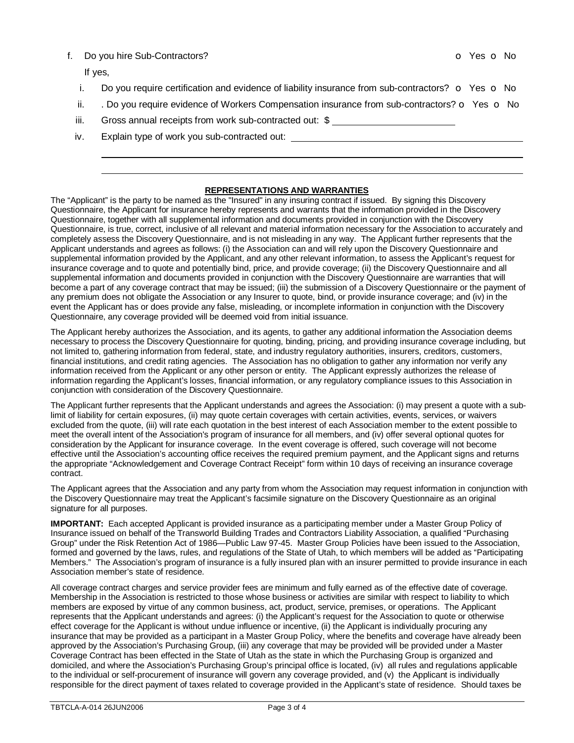f. Do you hire Sub-Contractors? o Yes o No

If yes,

i. Do you require certification and evidence of liability insurance from sub-contractors? o Yes o No

ii. . Do you require evidence of Workers Compensation insurance from sub-contractors? o Yes o No

iii. Gross annual receipts from work sub-contracted out: $ ______________________

iv. Explain type of work you sub-contracted out: ______________________________________________

______________________________________________________________________________

______________________________________________________________________________

**REPRESENTATIONS AND WARRANTIES**

The “Applicant” is the party to be named as the "Insured" in any insuring contract if issued. By signing this Discovery Questionnaire, the Applicant for insurance hereby represents and warrants that the information provided in the Discovery Questionnaire, together with all supplemental information and documents provided in conjunction with the Discovery Questionnaire, is true, correct, inclusive of all relevant and material information necessary for the Association to accurately and completely assess the Discovery Questionnaire, and is not misleading in any way. The Applicant further represents that the Applicant understands and agrees as follows: (i) the Association can and will rely upon the Discovery Questionnaire and supplemental information provided by the Applicant, and any other relevant information, to assess the Applicant’s request for insurance coverage and to quote and potentially bind, price, and provide coverage; (ii) the Discovery Questionnaire and all supplemental information and documents provided in conjunction with the Discovery Questionnaire are warranties that will become a part of any coverage contract that may be issued; (iii) the submission of a Discovery Questionnaire or the payment of any premium does not obligate the Association or any Insurer to quote, bind, or provide insurance coverage; and (iv) in the event the Applicant has or does provide any false, misleading, or incomplete information in conjunction with the Discovery Questionnaire, any coverage provided will be deemed void from initial issuance.

The Applicant hereby authorizes the Association, and its agents, to gather any additional information the Association deems necessary to process the Discovery Questionnaire for quoting, binding, pricing, and providing insurance coverage including, but not limited to, gathering information from federal, state, and industry regulatory authorities, insurers, creditors, customers, financial institutions, and credit rating agencies. The Association has no obligation to gather any information nor verify any information received from the Applicant or any other person or entity. The Applicant expressly authorizes the release of information regarding the Applicant’s losses, financial information, or any regulatory compliance issues to this Association in conjunction with consideration of the Discovery Questionnaire.

The Applicant further represents that the Applicant understands and agrees the Association: (i) may present a quote with a sub-limit of liability for certain exposures, (ii) may quote certain coverages with certain activities, events, services, or waivers excluded from the quote, (iii) will rate each quotation in the best interest of each Association member to the extent possible to meet the overall intent of the Association's program of insurance for all members, and (iv) offer several optional quotes for consideration by the Applicant for insurance coverage. In the event coverage is offered, such coverage will not become effective until the Association’s accounting office receives the required premium payment, and the Applicant signs and returns the appropriate “Acknowledgement and Coverage Contract Receipt” form within 10 days of receiving an insurance coverage contract.

The Applicant agrees that the Association and any party from whom the Association may request information in conjunction with the Discovery Questionnaire may treat the Applicant’s facsimile signature on the Discovery Questionnaire as an original signature for all purposes.

**IMPORTANT:** Each accepted Applicant is provided insurance as a participating member under a Master Group Policy of Insurance issued on behalf of the Transworld Building Trades and Contractors Liability Association, a qualified “Purchasing Group” under the Risk Retention Act of 1986—Public Law 97-45. Master Group Policies have been issued to the Association, formed and governed by the laws, rules, and regulations of the State of Utah, to which members will be added as “Participating Members.” The Association’s program of insurance is a fully insured plan with an insurer permitted to provide insurance in each Association member’s state of residence.

All coverage contract charges and service provider fees are minimum and fully earned as of the effective date of coverage. Membership in the Association is restricted to those whose business or activities are similar with respect to liability to which members are exposed by virtue of any common business, act, product, service, premises, or operations. The Applicant represents that the Applicant understands and agrees: (i) the Applicant’s request for the Association to quote or otherwise effect coverage for the Applicant is without undue influence or incentive, (ii) the Applicant is individually procuring any insurance that may be provided as a participant in a Master Group Policy, where the benefits and coverage have already been approved by the Association’s Purchasing Group, (iii) any coverage that may be provided will be provided under a Master Coverage Contract has been effected in the State of Utah as the state in which the Purchasing Group is organized and domiciled, and where the Association’s Purchasing Group’s principal office is located, (iv) all rules and regulations applicable to the individual or self-procurement of insurance will govern any coverage provided, and (v) the Applicant is individually responsible for the direct payment of taxes related to coverage provided in the Applicant’s state of residence. Should taxes be

TBTCLA-A-014 26JUN2006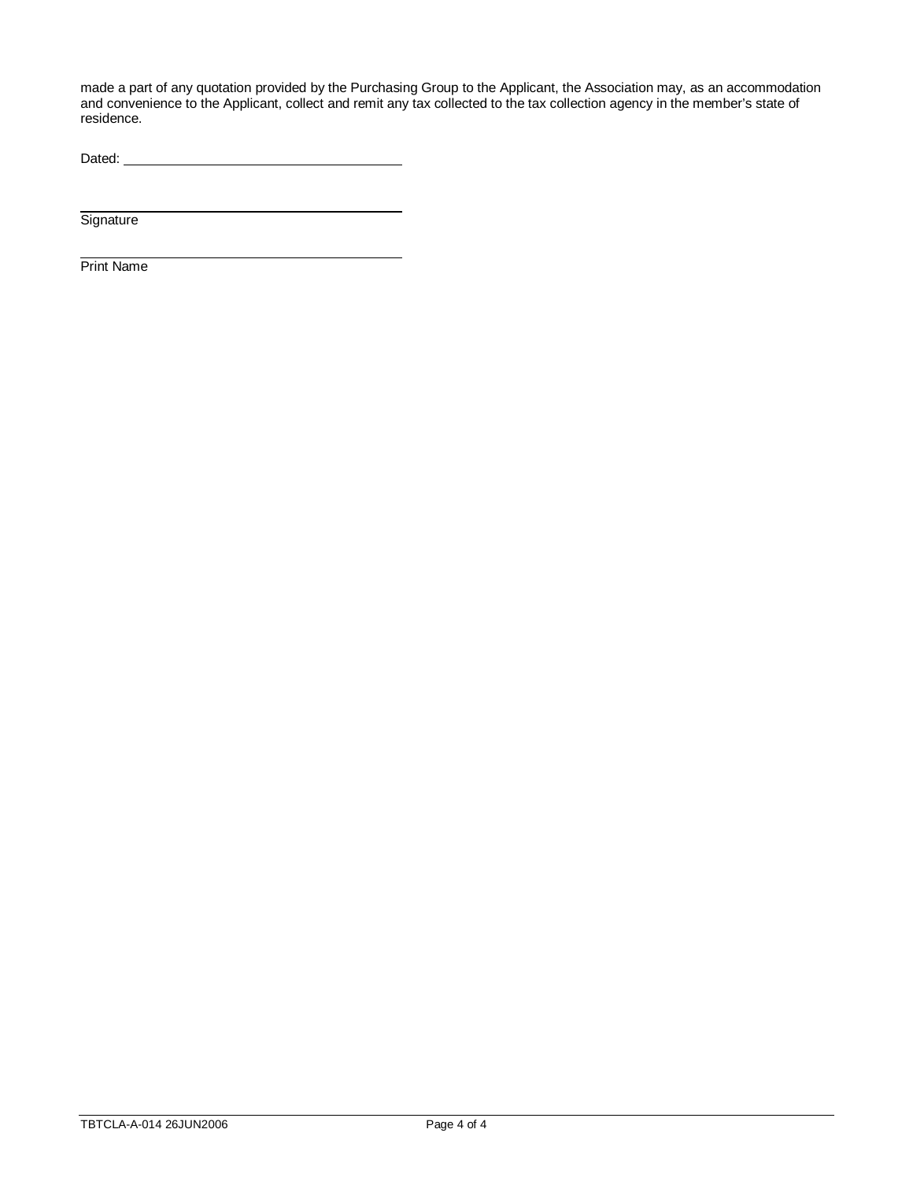made a part of any quotation provided by the Purchasing Group to the Applicant, the Association may, as an accommodation and convenience to the Applicant, collect and remit any tax collected to the tax collection agency in the member's state of residence.

Dated: ______________________________

______________________________
Signature

______________________________
Print Name